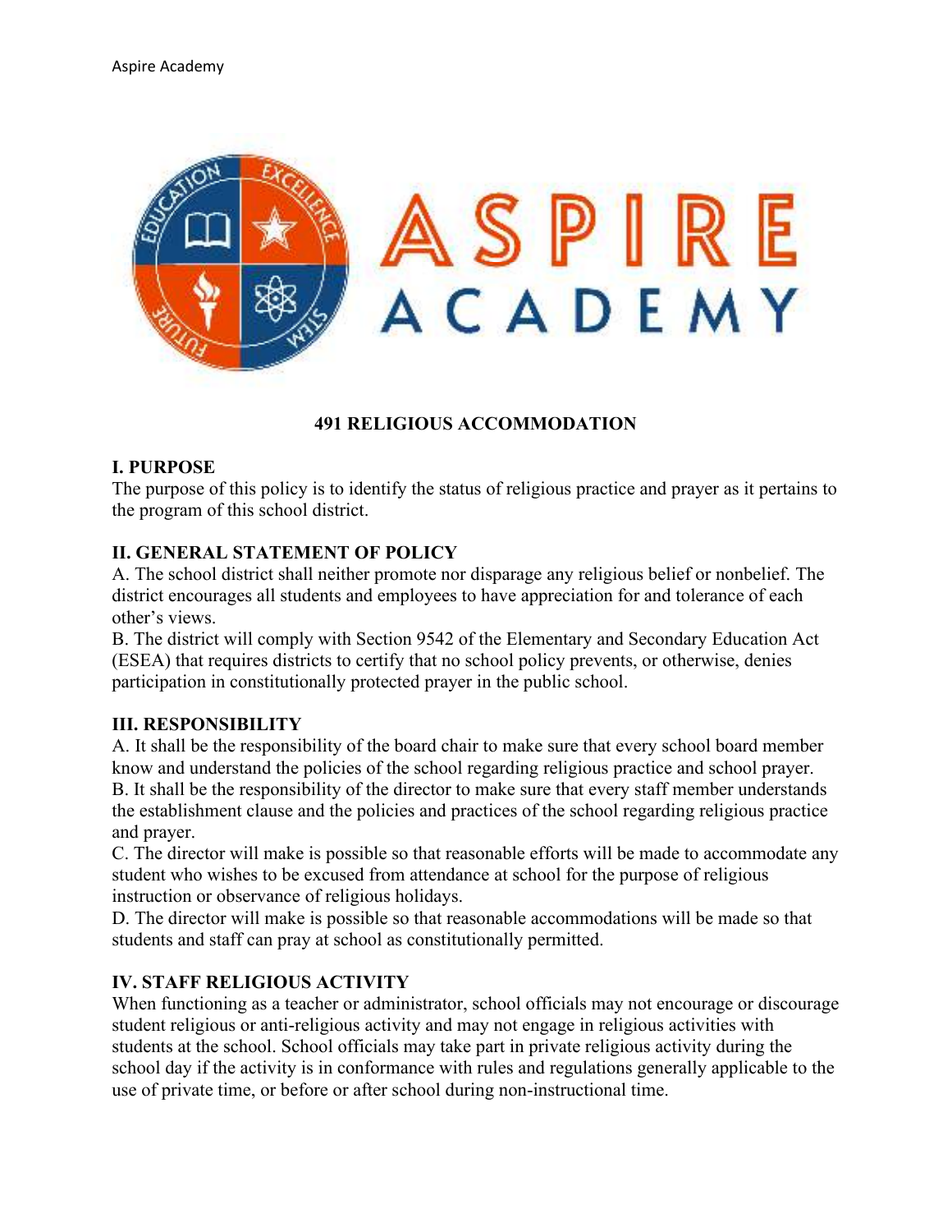# 491 RELIGIOUS ACCOMMODATION

## I. PURPOSE

The purpose of this policy is to identify the status of religious practice and prayer as it pertains to the program of this school district.

## II. GENERAL STATEMENT OF POLICY

A. The school district shall neither promote nor disparage any religious belief or nonbelief. The district encourages all students and employees to have appreciation for and tolerance of each other's views.

B. The district will comply with Section 9542 of the Elementary and Secondary Education Act (ESEA) that requires districts to certify that no school policy prevents, or otherwise, denies participation in constitutionally protected prayer in the public school.

## III. RESPONSIBILITY

A. It shall be the responsibility of the board chair to make sure that every school board member know and understand the policies of the school regarding religious practice and school prayer.

B. It shall be the responsibility of the director to make sure that every staff member understands the establishment clause and the policies and practices of the school regarding religious practice and prayer.

C. The director will make is possible so that reasonable efforts will be made to accommodate any student who wishes to be excused from attendance at school for the purpose of religious instruction or observance of religious holidays.

D. The director will make is possible so that reasonable accommodations will be made so that students and staff can pray at school as constitutionally permitted.

## IV. STAFF RELIGIOUS ACTIVITY

When functioning as a teacher or administrator, school officials may not encourage or discourage student religious or anti-religious activity and may not engage in religious activities with students at the school. School officials may take part in private religious activity during the school day if the activity is in conformance with rules and regulations generally applicable to the use of private time, or before or after school during non-instructional time.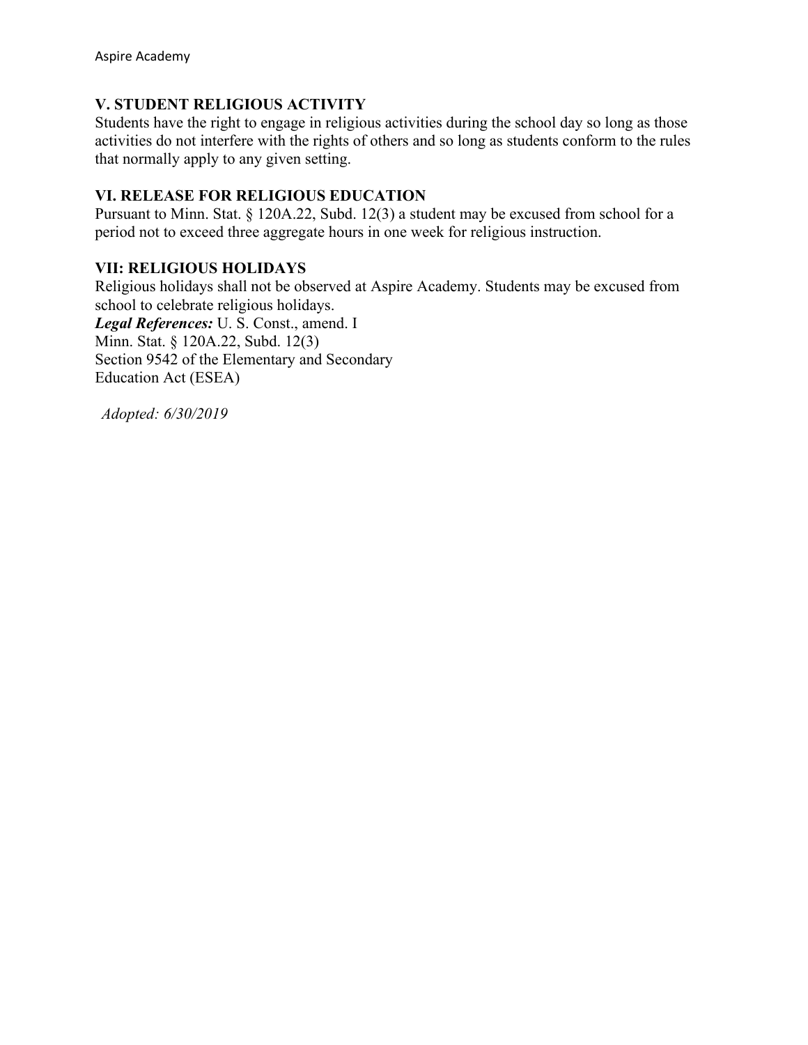## V. STUDENT RELIGIOUS ACTIVITY

Students have the right to engage in religious activities during the school day so long as those activities do not interfere with the rights of others and so long as students conform to the rules that normally apply to any given setting.

## VI. RELEASE FOR RELIGIOUS EDUCATION

Pursuant to Minn. Stat. § 120A.22, Subd. 12(3) a student may be excused from school for a period not to exceed three aggregate hours in one week for religious instruction.

## VII: RELIGIOUS HOLIDAYS

Religious holidays shall not be observed at Aspire Academy. Students may be excused from school to celebrate religious holidays.

***Legal References:*** U. S. Const., amend. I
Minn. Stat. § 120A.22, Subd. 12(3)
Section 9542 of the Elementary and Secondary Education Act (ESEA)

*Adopted: 6/30/2019*